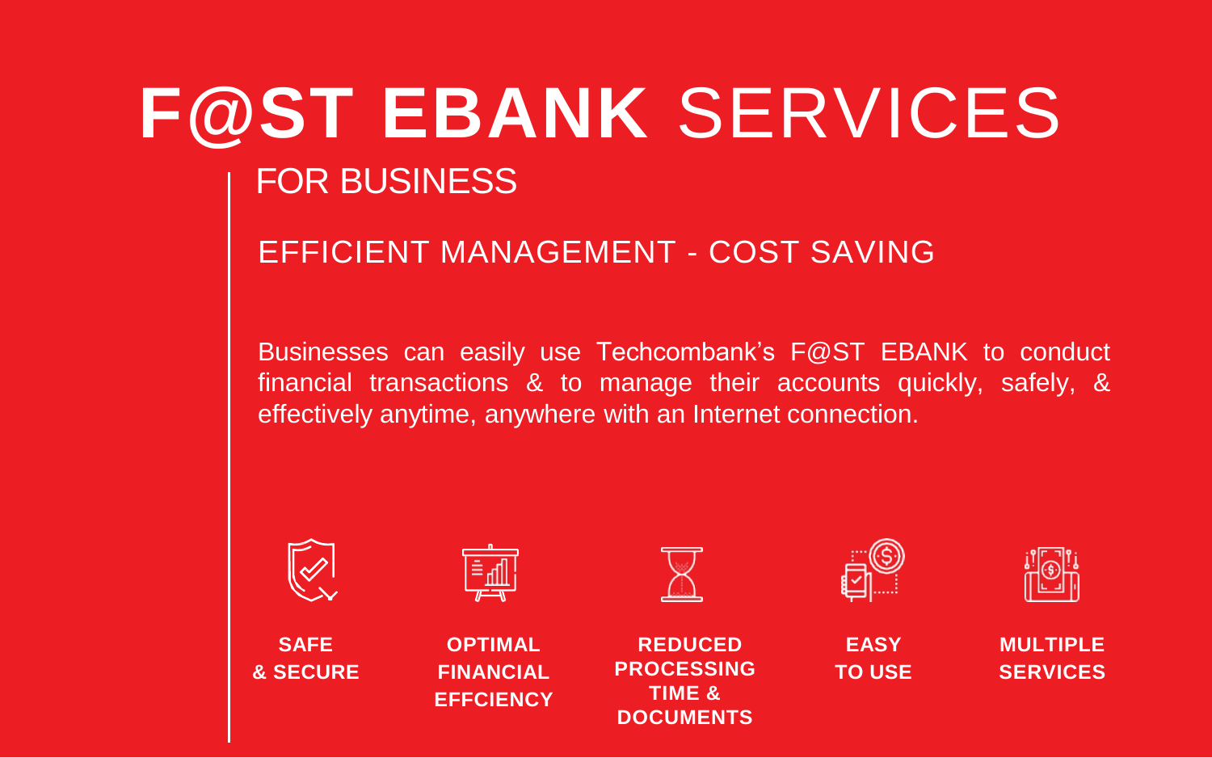# F@ST EBANK SERVICES

## FOR BUSINESS

### EFFICIENT MANAGEMENT - COST SAVING

Businesses can easily use Techcombank's F@ST EBANK to conduct financial transactions & to manage their accounts quickly, safely, & effectively anytime, anywhere with an Internet connection.

- **SAFE & SECURE**
- **OPTIMAL FINANCIAL EFFCIENCY**
- **REDUCED PROCESSING TIME & DOCUMENTS**
- **EASY TO USE**
- **MULTIPLE SERVICES**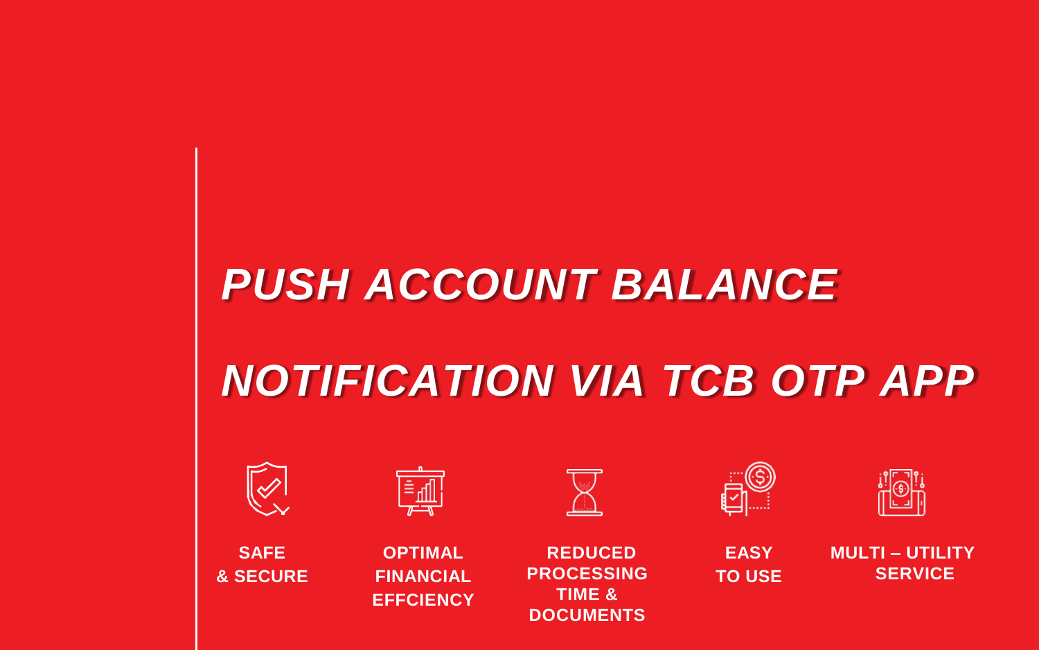# *PUSH ACCOUNT BALANCE NOTIFICATION VIA TCB OTP APP*

**SAFE & SECURE**

**OPTIMAL FINANCIAL EFFCIENCY**

**REDUCED PROCESSING TIME & DOCUMENTS**

**EASY TO USE**

**MULTI – UTILITY SERVICE**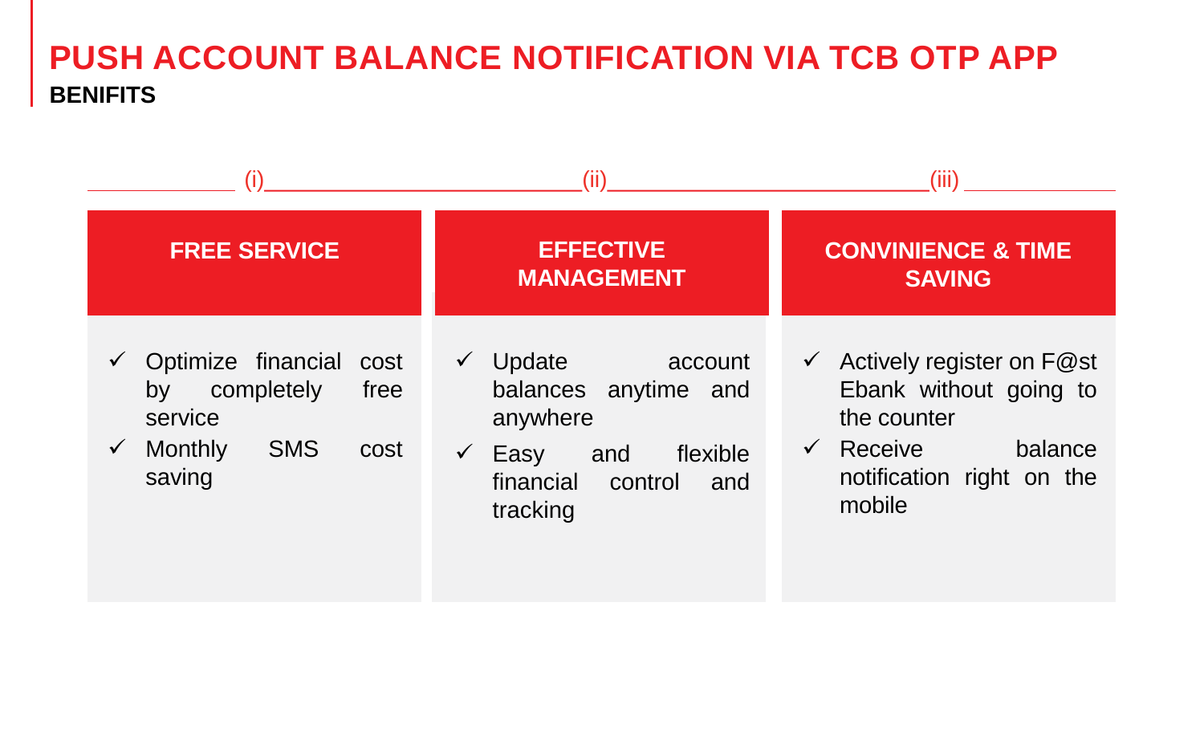# PUSH ACCOUNT BALANCE NOTIFICATION VIA TCB OTP APP

## BENIFITS

### (i) FREE SERVICE

- ✓ Optimize financial cost by completely free service
- ✓ Monthly SMS cost saving

### (ii) EFFECTIVE MANAGEMENT

- ✓ Update account balances anytime and anywhere
- ✓ Easy and flexible financial control and tracking

### (iii) CONVINIENCE & TIME SAVING

- ✓ Actively register on F@st Ebank without going to the counter
- ✓ Receive balance notification right on the mobile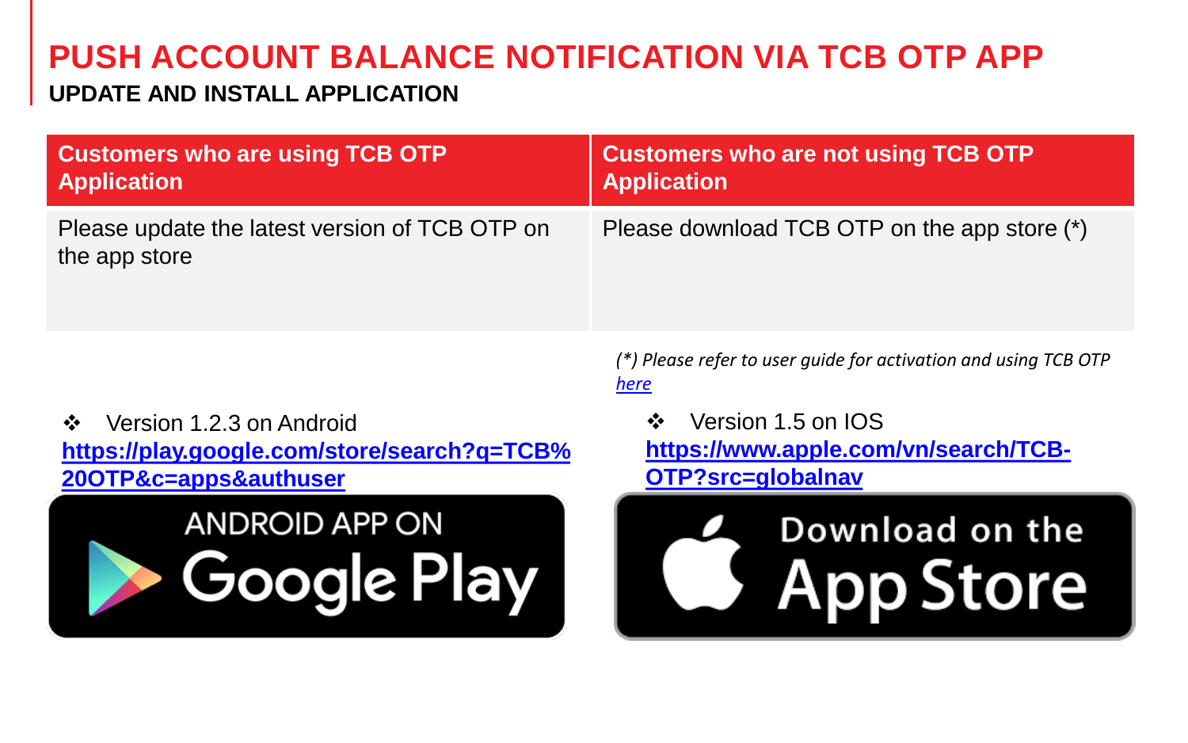# PUSH ACCOUNT BALANCE NOTIFICATION VIA TCB OTP APP

## UPDATE AND INSTALL APPLICATION

| Customers who are using TCB OTP Application | Customers who are not using TCB OTP Application |
|---|---|
| Please update the latest version of TCB OTP on the app store | Please download TCB OTP on the app store (*) |

*(*) Please refer to user guide for activation and using TCB OTP here*

❖ Version 1.2.3 on Android
**https://play.google.com/store/search?q=TCB%20OTP&c=apps&authuser**

ANDROID APP ON Google Play

❖ Version 1.5 on IOS
**https://www.apple.com/vn/search/TCB-OTP?src=globalnav**

Download on the App Store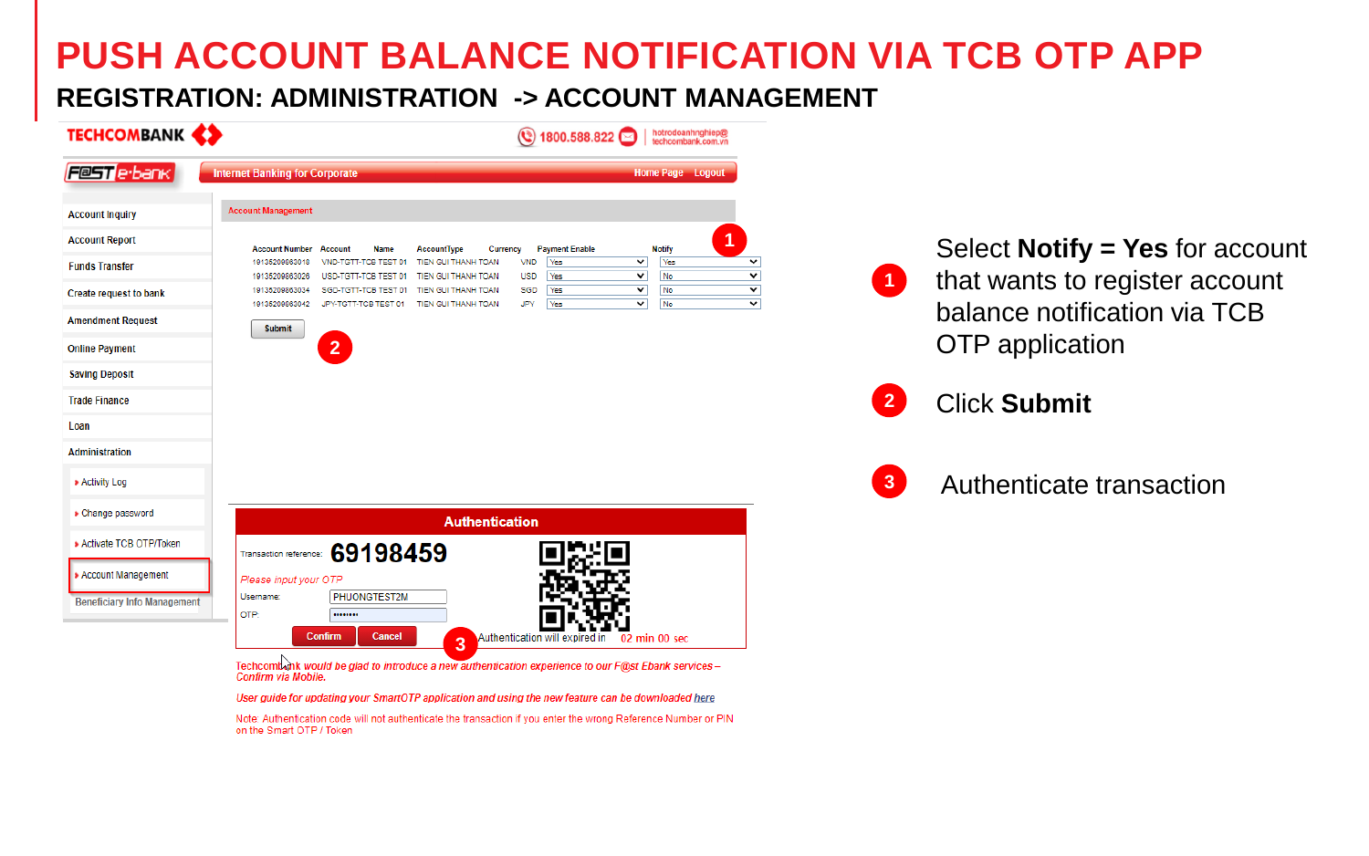# PUSH ACCOUNT BALANCE NOTIFICATION VIA TCB OTP APP

## REGISTRATION: ADMINISTRATION -> ACCOUNT MANAGEMENT

TECHCOMBANK 1800.588.822 hotrodoanhnghiep@techcombank.com.vn

F@ST e-bank Internet Banking for Corporate Home Page Logout

- Account Inquiry
- Account Report
- Funds Transfer
- Create request to bank
- Amendment Request
- Online Payment
- Saving Deposit
- Trade Finance
- Loan
- Administration
  - Activity Log
  - Change password
  - Activate TCB OTP/Token
  - Account Management
  - Beneficiary Info Management

Account Management

| Account Number | Account | Name | AccountType | Currency | Payment Enable | Notify |
|---|---|---|---|---|---|---|
| 19135209863018 | VND-TGTT-TCB TEST 01 | | TIEN GUI THANH TOAN | VND | Yes | Yes |
| 19135209863026 | USD-TGTT-TCB TEST 01 | | TIEN GUI THANH TOAN | USD | Yes | No |
| 19135209863034 | SGD-TGTT-TCB TEST 01 | | TIEN GUI THANH TOAN | SGD | Yes | No |
| 19135209863042 | JPY-TGTT-TCB TEST 01 | | TIEN GUI THANH TOAN | JPY | Yes | No |

Submit

**Authentication**

Transaction reference: **69198459**

*Please input your OTP*

Username: PHUONGTEST2M

OTP: ••••••••

Confirm Cancel

Authentication will expired in 02 min 00 sec

*Techcombank would be glad to introduce a new authentication experience to our F@st Ebank services – Confirm via Mobile.*

*User guide for updating your SmartOTP application and using the new feature can be downloaded here*

Note: Authentication code will not authenticate the transaction if you enter the wrong Reference Number or PIN on the Smart OTP / Token

1. Select **Notify = Yes** for account that wants to register account balance notification via TCB OTP application
2. Click **Submit**
3. Authenticate transaction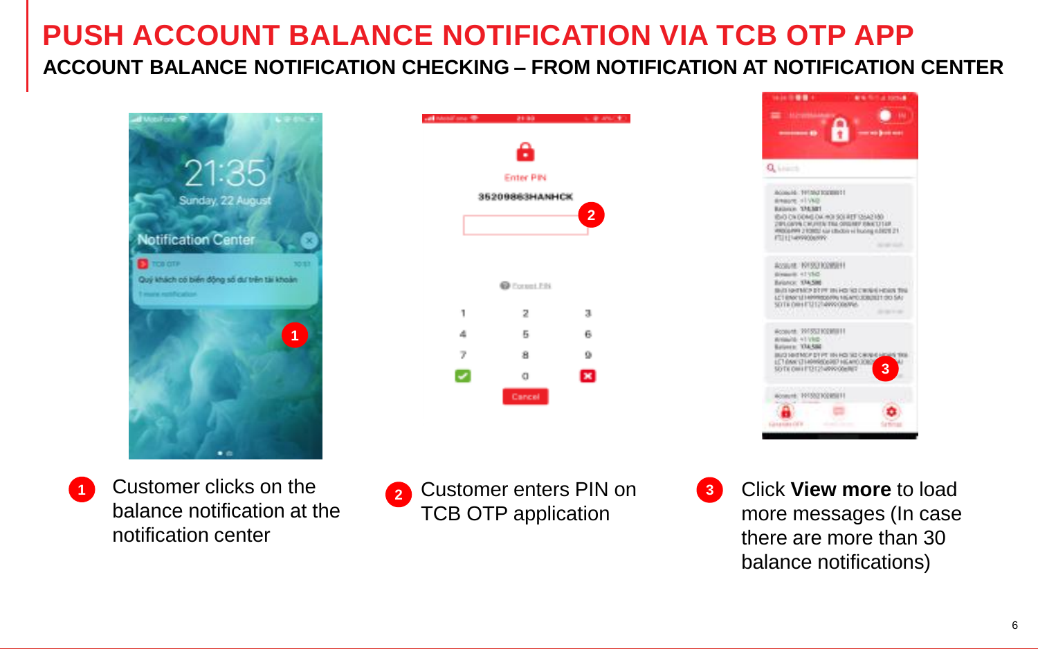# PUSH ACCOUNT BALANCE NOTIFICATION VIA TCB OTP APP

## ACCOUNT BALANCE NOTIFICATION CHECKING – FROM NOTIFICATION AT NOTIFICATION CENTER

1. Customer clicks on the balance notification at the notification center

2. Customer enters PIN on TCB OTP application

3. Click **View more** to load more messages (In case there are more than 30 balance notifications)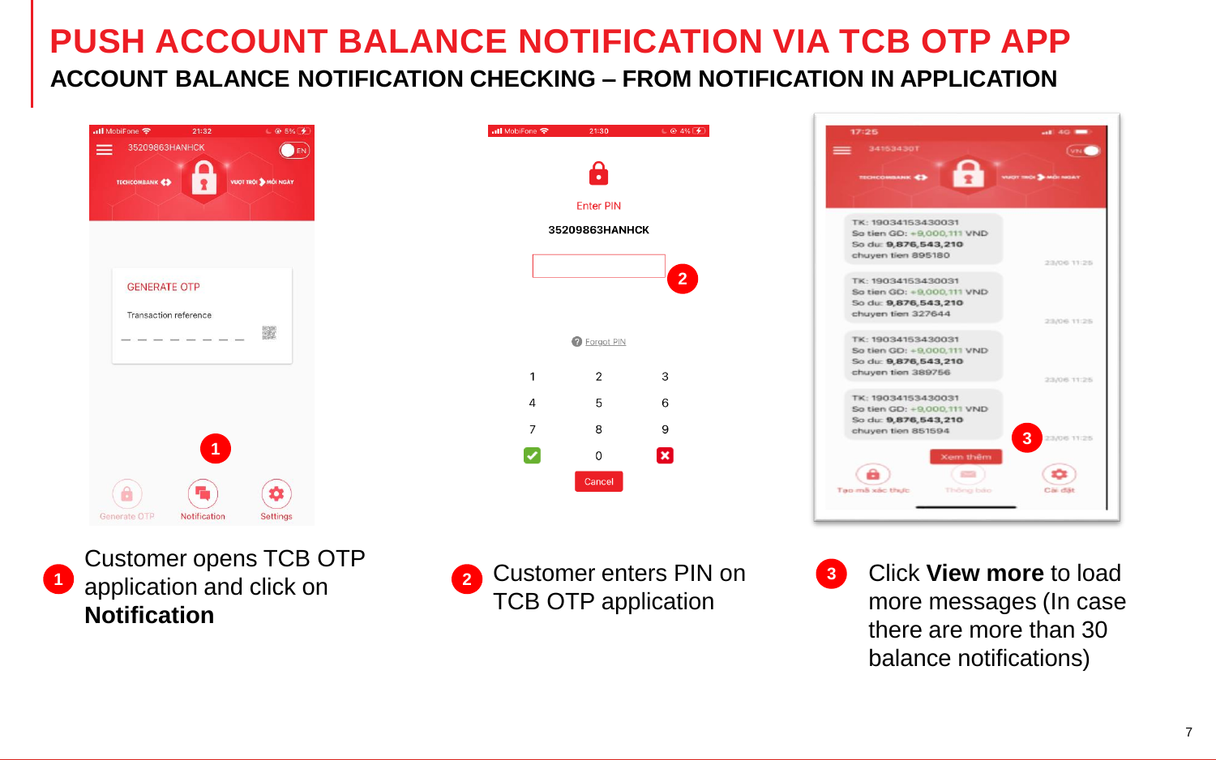# PUSH ACCOUNT BALANCE NOTIFICATION VIA TCB OTP APP

## ACCOUNT BALANCE NOTIFICATION CHECKING – FROM NOTIFICATION IN APPLICATION

1. Customer opens TCB OTP application and click on **Notification**

2. Customer enters PIN on TCB OTP application

3. Click **View more** to load more messages (In case there are more than 30 balance notifications)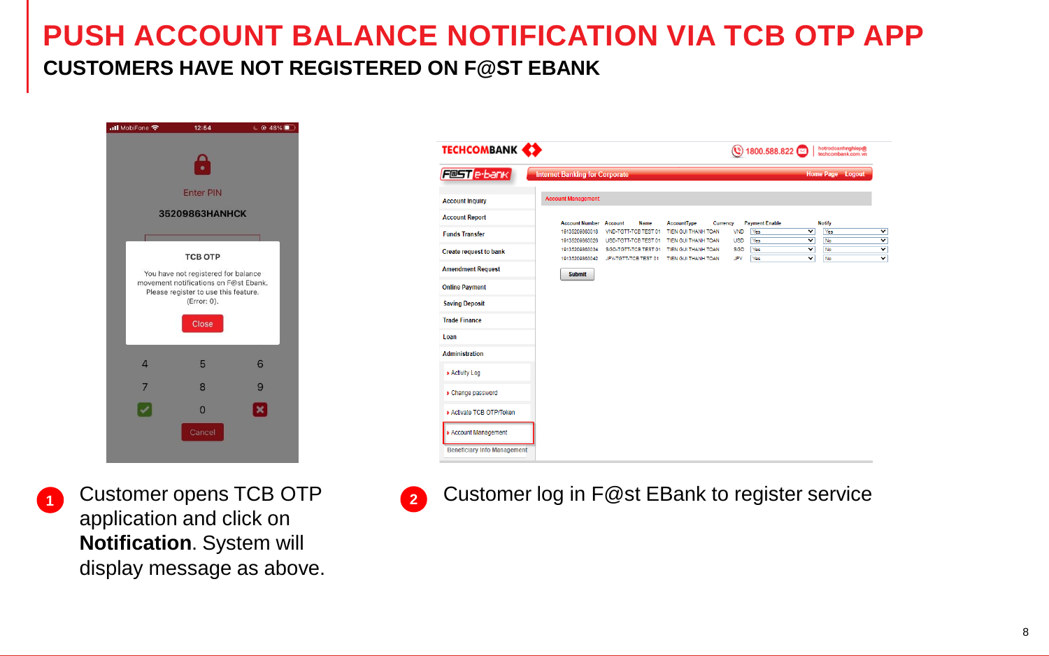# PUSH ACCOUNT BALANCE NOTIFICATION VIA TCB OTP APP

## CUSTOMERS HAVE NOT REGISTERED ON F@ST EBANK

1. Customer opens TCB OTP application and click on **Notification**. System will display message as above.

2. Customer log in F@st EBank to register service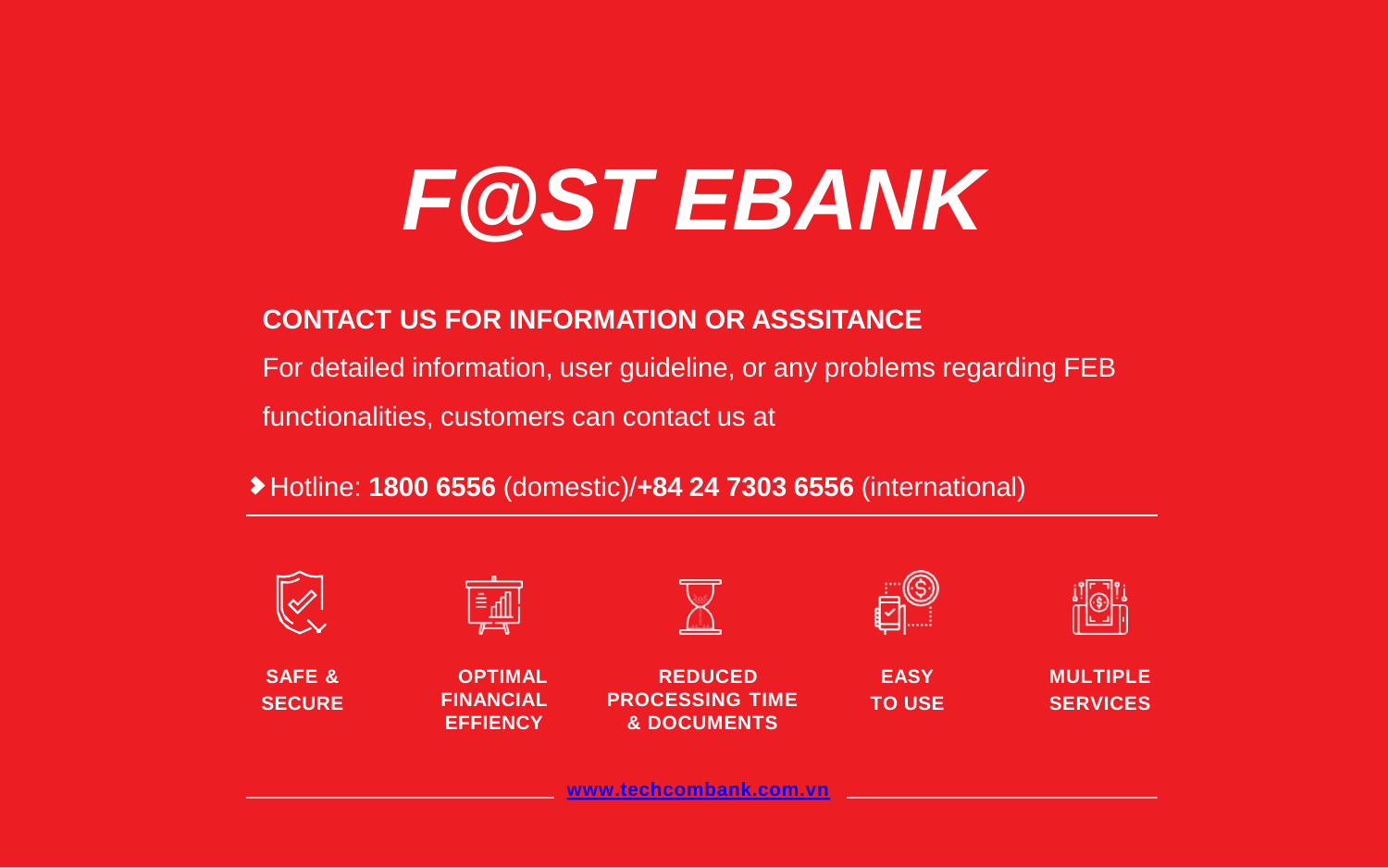# *F@ST EBANK*

**CONTACT US FOR INFORMATION OR ASSSITANCE**

For detailed information, user guideline, or any problems regarding FEB functionalities, customers can contact us at

- Hotline: **1800 6556** (domestic)/**+84 24 7303 6556** (international)

**SAFE & SECURE**

**OPTIMAL FINANCIAL EFFIENCY**

**REDUCED PROCESSING TIME & DOCUMENTS**

**EASY TO USE**

**MULTIPLE SERVICES**

[www.techcombank.com.vn](http://www.techcombank.com.vn)